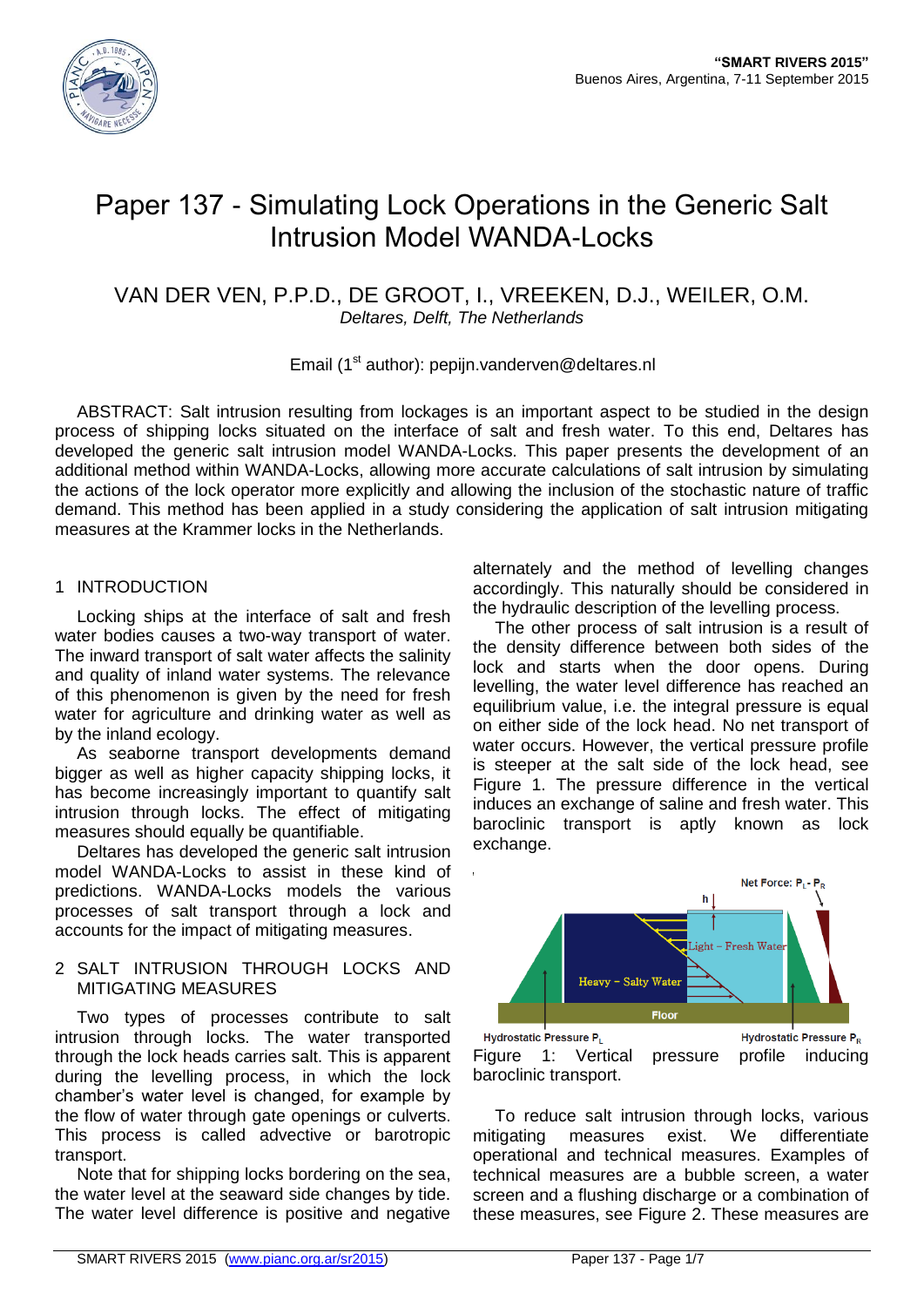# Paper 137 - Simulating Lock Operations in the Generic Salt Intrusion Model WANDA-Locks

VAN DER VEN, P.P.D., DE GROOT, I., VREEKEN, D.J., WEILER, O.M.
*Deltares, Delft, The Netherlands*

Email (1st author): pepijn.vanderven@deltares.nl

ABSTRACT: Salt intrusion resulting from lockages is an important aspect to be studied in the design process of shipping locks situated on the interface of salt and fresh water. To this end, Deltares has developed the generic salt intrusion model WANDA-Locks. This paper presents the development of an additional method within WANDA-Locks, allowing more accurate calculations of salt intrusion by simulating the actions of the lock operator more explicitly and allowing the inclusion of the stochastic nature of traffic demand. This method has been applied in a study considering the application of salt intrusion mitigating measures at the Krammer locks in the Netherlands.

## 1 INTRODUCTION

Locking ships at the interface of salt and fresh water bodies causes a two-way transport of water. The inward transport of salt water affects the salinity and quality of inland water systems. The relevance of this phenomenon is given by the need for fresh water for agriculture and drinking water as well as by the inland ecology.

As seaborne transport developments demand bigger as well as higher capacity shipping locks, it has become increasingly important to quantify salt intrusion through locks. The effect of mitigating measures should equally be quantifiable.

Deltares has developed the generic salt intrusion model WANDA-Locks to assist in these kind of predictions. WANDA-Locks models the various processes of salt transport through a lock and accounts for the impact of mitigating measures.

## 2 SALT INTRUSION THROUGH LOCKS AND MITIGATING MEASURES

Two types of processes contribute to salt intrusion through locks. The water transported through the lock heads carries salt. This is apparent during the levelling process, in which the lock chamber's water level is changed, for example by the flow of water through gate openings or culverts. This process is called advective or barotropic transport.

Note that for shipping locks bordering on the sea, the water level at the seaward side changes by tide. The water level difference is positive and negative alternately and the method of levelling changes accordingly. This naturally should be considered in the hydraulic description of the levelling process.

The other process of salt intrusion is a result of the density difference between both sides of the lock and starts when the door opens. During levelling, the water level difference has reached an equilibrium value, i.e. the integral pressure is equal on either side of the lock head. No net transport of water occurs. However, the vertical pressure profile is steeper at the salt side of the lock head, see Figure 1. The pressure difference in the vertical induces an exchange of saline and fresh water. This baroclinic transport is aptly known as lock exchange.

Net Force: $P_L - P_R$

h

Light – Fresh Water

Heavy – Salty Water

Floor

Hydrostatic Pressure $P_L$

Hydrostatic Pressure $P_R$

Figure 1: Vertical pressure profile inducing baroclinic transport.

To reduce salt intrusion through locks, various mitigating measures exist. We differentiate operational and technical measures. Examples of technical measures are a bubble screen, a water screen and a flushing discharge or a combination of these measures, see Figure 2. These measures are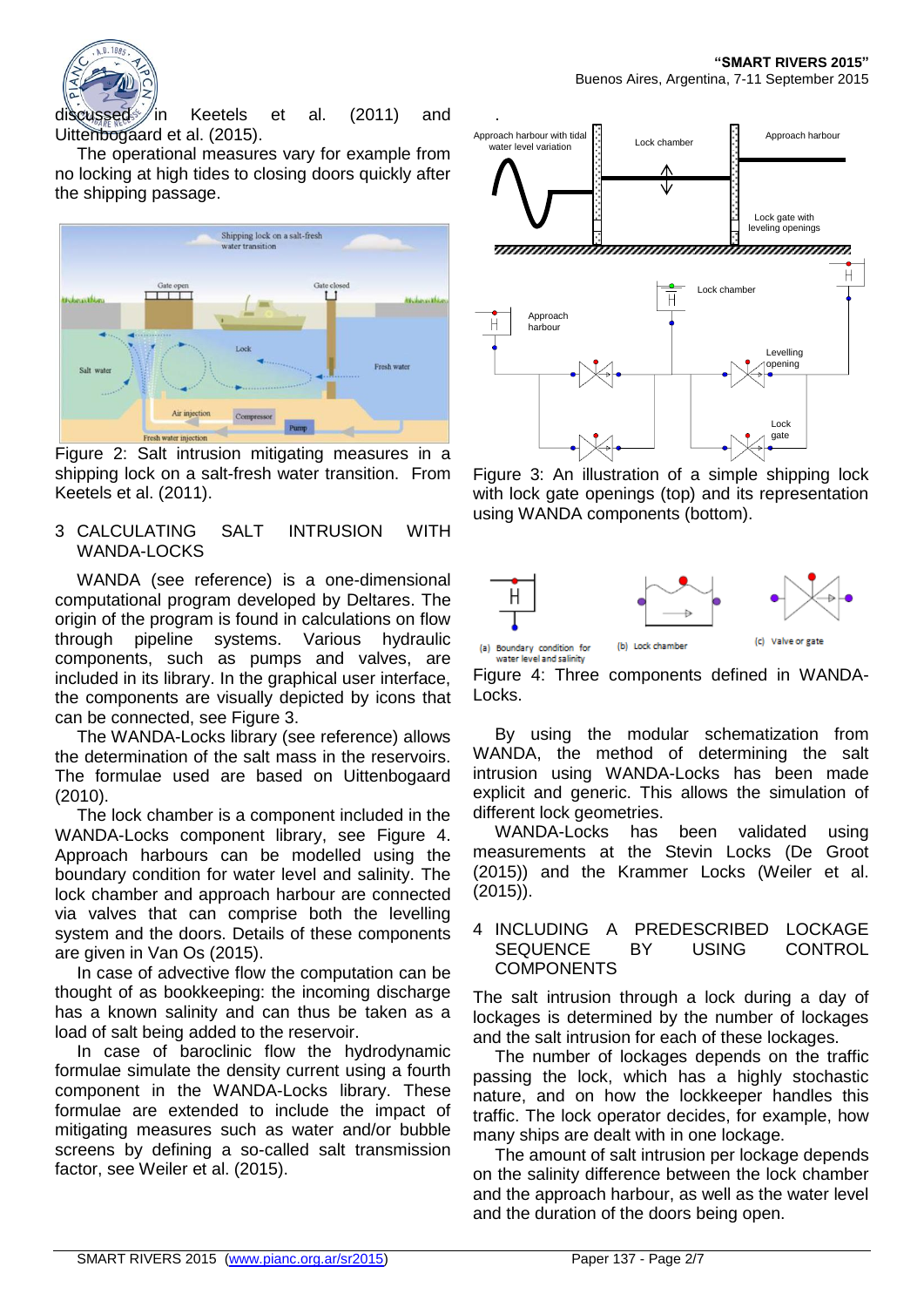discussed in Keetels et al. (2011) and Uittenbogaard et al. (2015).

The operational measures vary for example from no locking at high tides to closing doors quickly after the shipping passage.

Figure 2: Salt intrusion mitigating measures in a shipping lock on a salt-fresh water transition. From Keetels et al. (2011).

## 3 CALCULATING SALT INTRUSION WITH WANDA-LOCKS

WANDA (see reference) is a one-dimensional computational program developed by Deltares. The origin of the program is found in calculations on flow through pipeline systems. Various hydraulic components, such as pumps and valves, are included in its library. In the graphical user interface, the components are visually depicted by icons that can be connected, see Figure 3.

The WANDA-Locks library (see reference) allows the determination of the salt mass in the reservoirs. The formulae used are based on Uittenbogaard (2010).

The lock chamber is a component included in the WANDA-Locks component library, see Figure 4. Approach harbours can be modelled using the boundary condition for water level and salinity. The lock chamber and approach harbour are connected via valves that can comprise both the levelling system and the doors. Details of these components are given in Van Os (2015).

In case of advective flow the computation can be thought of as bookkeeping: the incoming discharge has a known salinity and can thus be taken as a load of salt being added to the reservoir.

In case of baroclinic flow the hydrodynamic formulae simulate the density current using a fourth component in the WANDA-Locks library. These formulae are extended to include the impact of mitigating measures such as water and/or bubble screens by defining a so-called salt transmission factor, see Weiler et al. (2015).

Figure 3: An illustration of a simple shipping lock with lock gate openings (top) and its representation using WANDA components (bottom).

Figure 4: Three components defined in WANDA-Locks.

By using the modular schematization from WANDA, the method of determining the salt intrusion using WANDA-Locks has been made explicit and generic. This allows the simulation of different lock geometries.

WANDA-Locks has been validated using measurements at the Stevin Locks (De Groot (2015)) and the Krammer Locks (Weiler et al. (2015)).

## 4 INCLUDING A PREDESCRIBED LOCKAGE SEQUENCE BY USING CONTROL COMPONENTS

The salt intrusion through a lock during a day of lockages is determined by the number of lockages and the salt intrusion for each of these lockages.

The number of lockages depends on the traffic passing the lock, which has a highly stochastic nature, and on how the lockkeeper handles this traffic. The lock operator decides, for example, how many ships are dealt with in one lockage.

The amount of salt intrusion per lockage depends on the salinity difference between the lock chamber and the approach harbour, as well as the water level and the duration of the doors being open.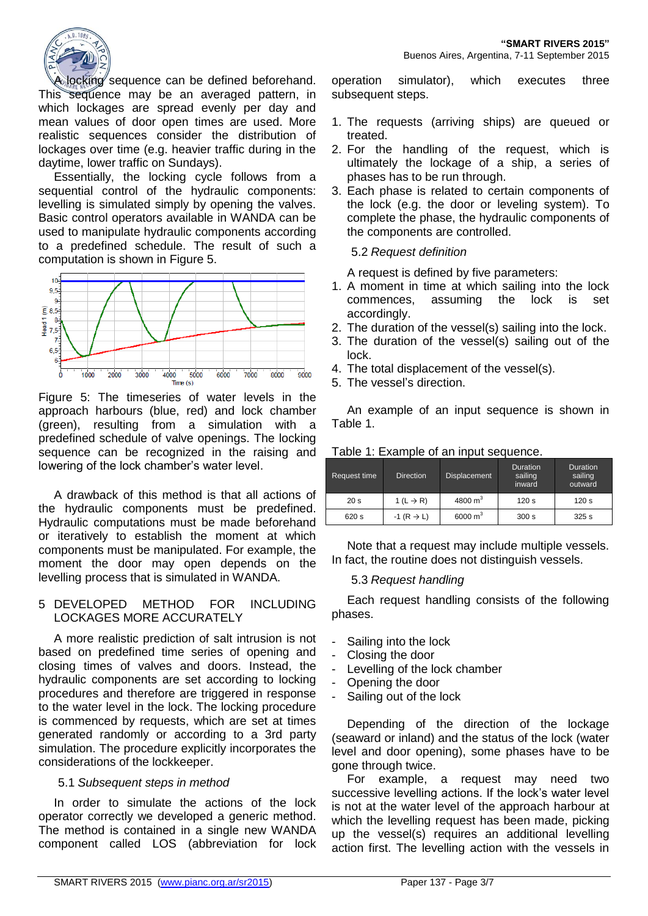A locking sequence can be defined beforehand. This sequence may be an averaged pattern, in which lockages are spread evenly per day and mean values of door open times are used. More realistic sequences consider the distribution of lockages over time (e.g. heavier traffic during in the daytime, lower traffic on Sundays).

Essentially, the locking cycle follows from a sequential control of the hydraulic components: levelling is simulated simply by opening the valves. Basic control operators available in WANDA can be used to manipulate hydraulic components according to a predefined schedule. The result of such a computation is shown in Figure 5.

Figure 5: The timeseries of water levels in the approach harbours (blue, red) and lock chamber (green), resulting from a simulation with a predefined schedule of valve openings. The locking sequence can be recognized in the raising and lowering of the lock chamber's water level.

A drawback of this method is that all actions of the hydraulic components must be predefined. Hydraulic computations must be made beforehand or iteratively to establish the moment at which components must be manipulated. For example, the moment the door may open depends on the levelling process that is simulated in WANDA.

## 5 DEVELOPED METHOD FOR INCLUDING LOCKAGES MORE ACCURATELY

A more realistic prediction of salt intrusion is not based on predefined time series of opening and closing times of valves and doors. Instead, the hydraulic components are set according to locking procedures and therefore are triggered in response to the water level in the lock. The locking procedure is commenced by requests, which are set at times generated randomly or according to a 3rd party simulation. The procedure explicitly incorporates the considerations of the lockkeeper.

### 5.1 *Subsequent steps in method*

In order to simulate the actions of the lock operator correctly we developed a generic method. The method is contained in a single new WANDA component called LOS (abbreviation for lock operation simulator), which executes three subsequent steps.

1. The requests (arriving ships) are queued or treated.
2. For the handling of the request, which is ultimately the lockage of a ship, a series of phases has to be run through.
3. Each phase is related to certain components of the lock (e.g. the door or leveling system). To complete the phase, the hydraulic components of the components are controlled.

### 5.2 *Request definition*

A request is defined by five parameters:

1. A moment in time at which sailing into the lock commences, assuming the lock is set accordingly.
2. The duration of the vessel(s) sailing into the lock.
3. The duration of the vessel(s) sailing out of the lock.
4. The total displacement of the vessel(s).
5. The vessel's direction.

An example of an input sequence is shown in Table 1.

Table 1: Example of an input sequence.

| Request time | Direction | Displacement | Duration sailing inward | Duration sailing outward |
|---|---|---|---|---|
| 20 s | 1 (L → R) | 4800 $m^3$ | 120 s | 120 s |
| 620 s | -1 (R → L) | 6000 $m^3$ | 300 s | 325 s |

Note that a request may include multiple vessels. In fact, the routine does not distinguish vessels.

### 5.3 *Request handling*

Each request handling consists of the following phases.

- Sailing into the lock
- Closing the door
- Levelling of the lock chamber
- Opening the door
- Sailing out of the lock

Depending of the direction of the lockage (seaward or inland) and the status of the lock (water level and door opening), some phases have to be gone through twice.

For example, a request may need two successive levelling actions. If the lock's water level is not at the water level of the approach harbour at which the levelling request has been made, picking up the vessel(s) requires an additional levelling action first. The levelling action with the vessels in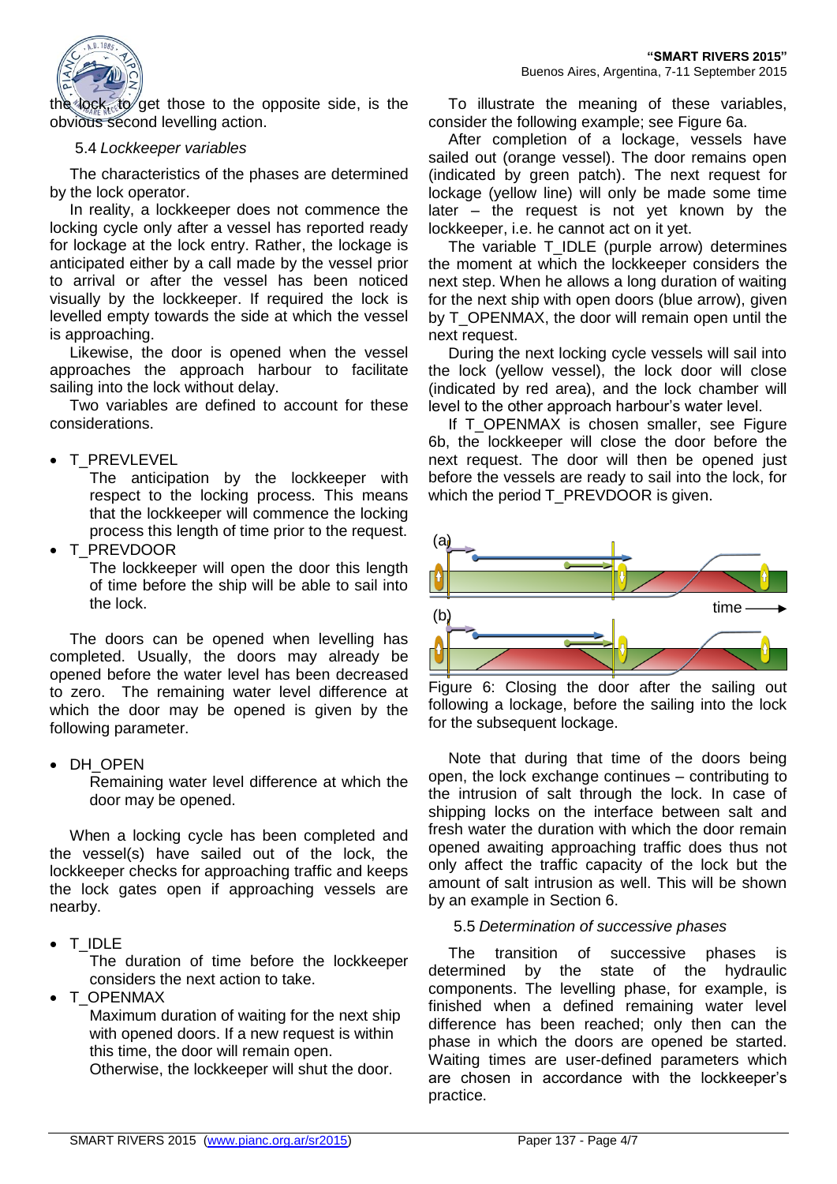the lock, to get those to the opposite side, is the obvious second levelling action.

### 5.4 *Lockkeeper variables*

The characteristics of the phases are determined by the lock operator.

In reality, a lockkeeper does not commence the locking cycle only after a vessel has reported ready for lockage at the lock entry. Rather, the lockage is anticipated either by a call made by the vessel prior to arrival or after the vessel has been noticed visually by the lockkeeper. If required the lock is levelled empty towards the side at which the vessel is approaching.

Likewise, the door is opened when the vessel approaches the approach harbour to facilitate sailing into the lock without delay.

Two variables are defined to account for these considerations.

- T_PREVLEVEL
  The anticipation by the lockkeeper with respect to the locking process. This means that the lockkeeper will commence the locking process this length of time prior to the request.
- T_PREVDOOR
  The lockkeeper will open the door this length of time before the ship will be able to sail into the lock.

The doors can be opened when levelling has completed. Usually, the doors may already be opened before the water level has been decreased to zero. The remaining water level difference at which the door may be opened is given by the following parameter.

- DH_OPEN
  Remaining water level difference at which the door may be opened.

When a locking cycle has been completed and the vessel(s) have sailed out of the lock, the lockkeeper checks for approaching traffic and keeps the lock gates open if approaching vessels are nearby.

- T_IDLE
  The duration of time before the lockkeeper considers the next action to take.
- T_OPENMAX
  Maximum duration of waiting for the next ship with opened doors. If a new request is within this time, the door will remain open.
  Otherwise, the lockkeeper will shut the door.

To illustrate the meaning of these variables, consider the following example; see Figure 6a.

After completion of a lockage, vessels have sailed out (orange vessel). The door remains open (indicated by green patch). The next request for lockage (yellow line) will only be made some time later – the request is not yet known by the lockkeeper, i.e. he cannot act on it yet.

The variable T_IDLE (purple arrow) determines the moment at which the lockkeeper considers the next step. When he allows a long duration of waiting for the next ship with open doors (blue arrow), given by T_OPENMAX, the door will remain open until the next request.

During the next locking cycle vessels will sail into the lock (yellow vessel), the lock door will close (indicated by red area), and the lock chamber will level to the other approach harbour's water level.

If T_OPENMAX is chosen smaller, see Figure 6b, the lockkeeper will close the door before the next request. The door will then be opened just before the vessels are ready to sail into the lock, for which the period T_PREVDOOR is given.

Figure 6: Closing the door after the sailing out following a lockage, before the sailing into the lock for the subsequent lockage.

Note that during that time of the doors being open, the lock exchange continues – contributing to the intrusion of salt through the lock. In case of shipping locks on the interface between salt and fresh water the duration with which the door remain opened awaiting approaching traffic does thus not only affect the traffic capacity of the lock but the amount of salt intrusion as well. This will be shown by an example in Section 6.

### 5.5 *Determination of successive phases*

The transition of successive phases is determined by the state of the hydraulic components. The levelling phase, for example, is finished when a defined remaining water level difference has been reached; only then can the phase in which the doors are opened be started. Waiting times are user-defined parameters which are chosen in accordance with the lockkeeper's practice.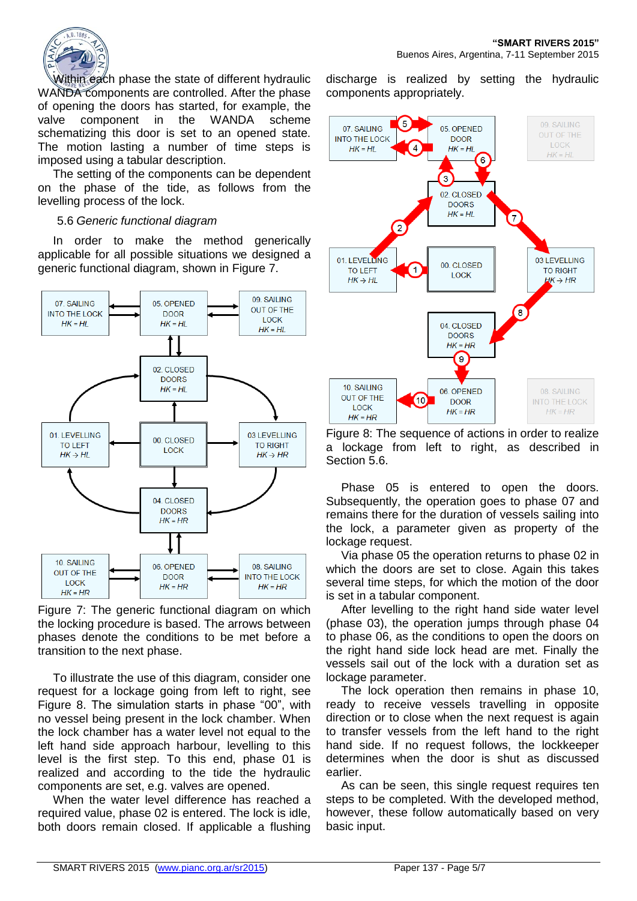Within each phase the state of different hydraulic WANDA components are controlled. After the phase of opening the doors has started, for example, the valve component in the WANDA scheme schematizing this door is set to an opened state. The motion lasting a number of time steps is imposed using a tabular description.

The setting of the components can be dependent on the phase of the tide, as follows from the levelling process of the lock.

### 5.6 *Generic functional diagram*

In order to make the method generically applicable for all possible situations we designed a generic functional diagram, shown in Figure 7.

Figure 7: The generic functional diagram on which the locking procedure is based. The arrows between phases denote the conditions to be met before a transition to the next phase.

To illustrate the use of this diagram, consider one request for a lockage going from left to right, see Figure 8. The simulation starts in phase "00", with no vessel being present in the lock chamber. When the lock chamber has a water level not equal to the left hand side approach harbour, levelling to this level is the first step. To this end, phase 01 is realized and according to the tide the hydraulic components are set, e.g. valves are opened.

When the water level difference has reached a required value, phase 02 is entered. The lock is idle, both doors remain closed. If applicable a flushing discharge is realized by setting the hydraulic components appropriately.

Figure 8: The sequence of actions in order to realize a lockage from left to right, as described in Section 5.6.

Phase 05 is entered to open the doors. Subsequently, the operation goes to phase 07 and remains there for the duration of vessels sailing into the lock, a parameter given as property of the lockage request.

Via phase 05 the operation returns to phase 02 in which the doors are set to close. Again this takes several time steps, for which the motion of the door is set in a tabular component.

After levelling to the right hand side water level (phase 03), the operation jumps through phase 04 to phase 06, as the conditions to open the doors on the right hand side lock head are met. Finally the vessels sail out of the lock with a duration set as lockage parameter.

The lock operation then remains in phase 10, ready to receive vessels travelling in opposite direction or to close when the next request is again to transfer vessels from the left hand to the right hand side. If no request follows, the lockkeeper determines when the door is shut as discussed earlier.

As can be seen, this single request requires ten steps to be completed. With the developed method, however, these follow automatically based on very basic input.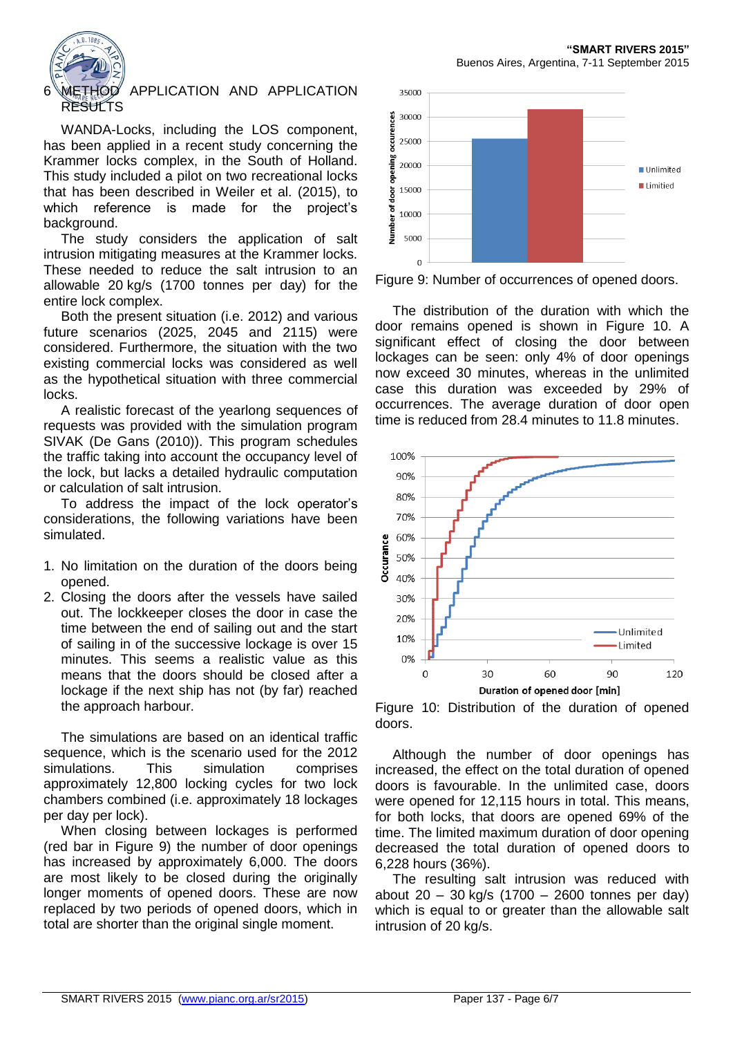## 6 METHOD APPLICATION AND APPLICATION RESULTS

WANDA-Locks, including the LOS component, has been applied in a recent study concerning the Krammer locks complex, in the South of Holland. This study included a pilot on two recreational locks that has been described in Weiler et al. (2015), to which reference is made for the project's background.

The study considers the application of salt intrusion mitigating measures at the Krammer locks. These needed to reduce the salt intrusion to an allowable 20 kg/s (1700 tonnes per day) for the entire lock complex.

Both the present situation (i.e. 2012) and various future scenarios (2025, 2045 and 2115) were considered. Furthermore, the situation with the two existing commercial locks was considered as well as the hypothetical situation with three commercial locks.

A realistic forecast of the yearlong sequences of requests was provided with the simulation program SIVAK (De Gans (2010)). This program schedules the traffic taking into account the occupancy level of the lock, but lacks a detailed hydraulic computation or calculation of salt intrusion.

To address the impact of the lock operator's considerations, the following variations have been simulated.

1. No limitation on the duration of the doors being opened.
2. Closing the doors after the vessels have sailed out. The lockkeeper closes the door in case the time between the end of sailing out and the start of sailing in of the successive lockage is over 15 minutes. This seems a realistic value as this means that the doors should be closed after a lockage if the next ship has not (by far) reached the approach harbour.

The simulations are based on an identical traffic sequence, which is the scenario used for the 2012 simulations. This simulation comprises approximately 12,800 locking cycles for two lock chambers combined (i.e. approximately 18 lockages per day per lock).

When closing between lockages is performed (red bar in Figure 9) the number of door openings has increased by approximately 6,000. The doors are most likely to be closed during the originally longer moments of opened doors. These are now replaced by two periods of opened doors, which in total are shorter than the original single moment.

Figure 9: Number of occurrences of opened doors.

The distribution of the duration with which the door remains opened is shown in Figure 10. A significant effect of closing the door between lockages can be seen: only 4% of door openings now exceed 30 minutes, whereas in the unlimited case this duration was exceeded by 29% of occurrences. The average duration of door open time is reduced from 28.4 minutes to 11.8 minutes.

Figure 10: Distribution of the duration of opened doors.

Although the number of door openings has increased, the effect on the total duration of opened doors is favourable. In the unlimited case, doors were opened for 12,115 hours in total. This means, for both locks, that doors are opened 69% of the time. The limited maximum duration of door opening decreased the total duration of opened doors to 6,228 hours (36%).

The resulting salt intrusion was reduced with about 20 – 30 kg/s (1700 – 2600 tonnes per day) which is equal to or greater than the allowable salt intrusion of 20 kg/s.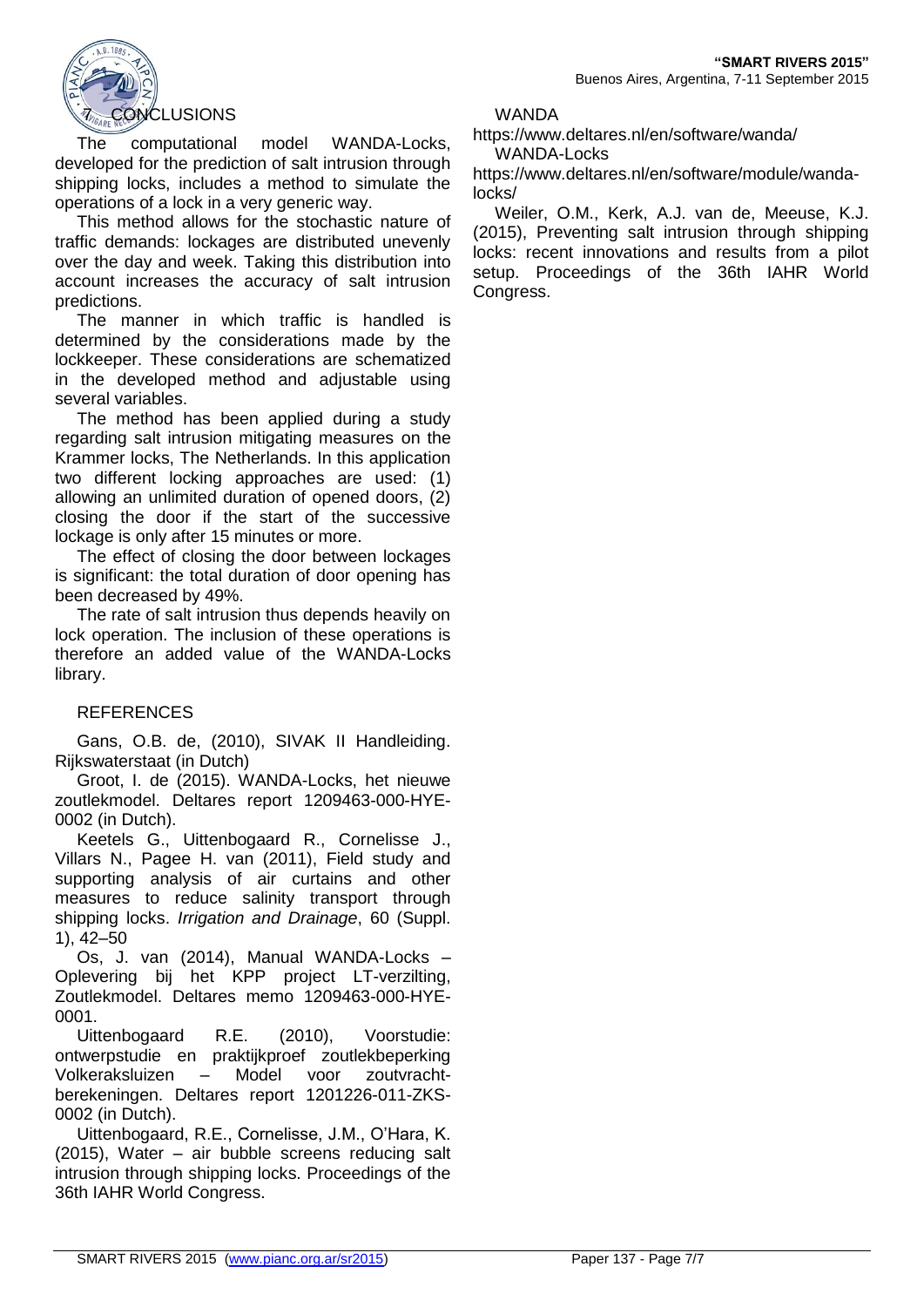## 7 CONCLUSIONS

The computational model WANDA-Locks, developed for the prediction of salt intrusion through shipping locks, includes a method to simulate the operations of a lock in a very generic way.

This method allows for the stochastic nature of traffic demands: lockages are distributed unevenly over the day and week. Taking this distribution into account increases the accuracy of salt intrusion predictions.

The manner in which traffic is handled is determined by the considerations made by the lockkeeper. These considerations are schematized in the developed method and adjustable using several variables.

The method has been applied during a study regarding salt intrusion mitigating measures on the Krammer locks, The Netherlands. In this application two different locking approaches are used: (1) allowing an unlimited duration of opened doors, (2) closing the door if the start of the successive lockage is only after 15 minutes or more.

The effect of closing the door between lockages is significant: the total duration of door opening has been decreased by 49%.

The rate of salt intrusion thus depends heavily on lock operation. The inclusion of these operations is therefore an added value of the WANDA-Locks library.

## REFERENCES

Gans, O.B. de, (2010), SIVAK II Handleiding. Rijkswaterstaat (in Dutch)

Groot, I. de (2015). WANDA-Locks, het nieuwe zoutlekmodel. Deltares report 1209463-000-HYE-0002 (in Dutch).

Keetels G., Uittenbogaard R., Cornelisse J., Villars N., Pagee H. van (2011), Field study and supporting analysis of air curtains and other measures to reduce salinity transport through shipping locks. *Irrigation and Drainage*, 60 (Suppl. 1), 42–50

Os, J. van (2014), Manual WANDA-Locks – Oplevering bij het KPP project LT-verzilting, Zoutlekmodel. Deltares memo 1209463-000-HYE-0001.

Uittenbogaard R.E. (2010), Voorstudie: ontwerpstudie en praktijkproef zoutlekbeperking Volkeraksluizen – Model voor zoutvracht-berekeningen. Deltares report 1201226-011-ZKS-0002 (in Dutch).

Uittenbogaard, R.E., Cornelisse, J.M., O'Hara, K. (2015), Water – air bubble screens reducing salt intrusion through shipping locks. Proceedings of the 36th IAHR World Congress.

WANDA
https://www.deltares.nl/en/software/wanda/

WANDA-Locks
https://www.deltares.nl/en/software/module/wanda-locks/

Weiler, O.M., Kerk, A.J. van de, Meeuse, K.J. (2015), Preventing salt intrusion through shipping locks: recent innovations and results from a pilot setup. Proceedings of the 36th IAHR World Congress.